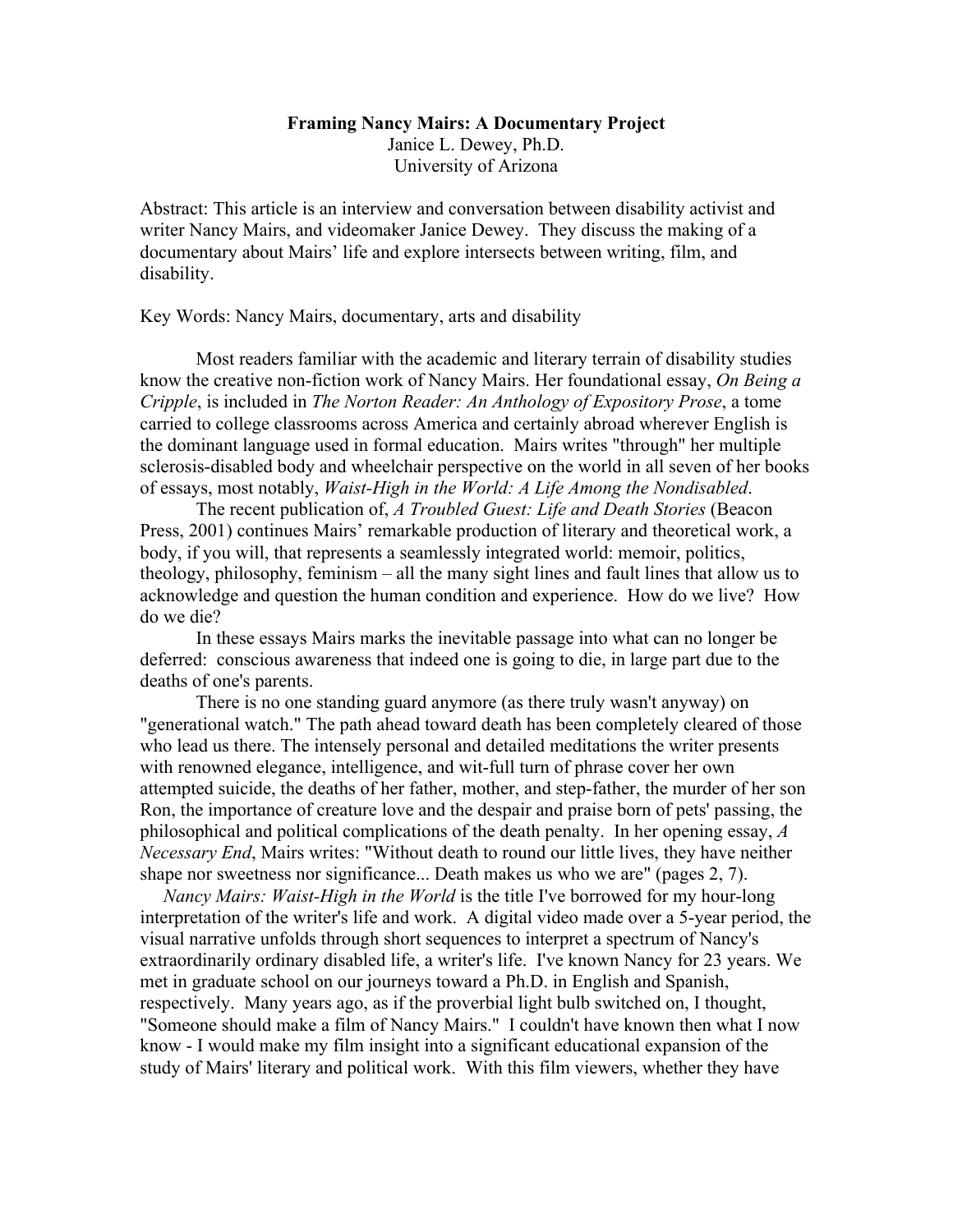**Framing Nancy Mairs: A Documentary Project**

Janice L. Dewey, Ph.D.

University of Arizona

Abstract: This article is an interview and conversation between disability activist and writer Nancy Mairs, and videomaker Janice Dewey. They discuss the making of a documentary about Mairs' life and explore intersects between writing, film, and disability.

Key Words: Nancy Mairs, documentary, arts and disability

Most readers familiar with the academic and literary terrain of disability studies know the creative non-fiction work of Nancy Mairs. Her foundational essay, *On Being a Cripple*, is included in *The Norton Reader: An Anthology of Expository Prose*, a tome carried to college classrooms across America and certainly abroad wherever English is the dominant language used in formal education. Mairs writes "through" her multiple sclerosis-disabled body and wheelchair perspective on the world in all seven of her books of essays, most notably, *Waist-High in the World: A Life Among the Nondisabled*.

The recent publication of, *A Troubled Guest: Life and Death Stories* (Beacon Press, 2001) continues Mairs' remarkable production of literary and theoretical work, a body, if you will, that represents a seamlessly integrated world: memoir, politics, theology, philosophy, feminism – all the many sight lines and fault lines that allow us to acknowledge and question the human condition and experience. How do we live? How do we die?

In these essays Mairs marks the inevitable passage into what can no longer be deferred: conscious awareness that indeed one is going to die, in large part due to the deaths of one's parents.

There is no one standing guard anymore (as there truly wasn't anyway) on "generational watch." The path ahead toward death has been completely cleared of those who lead us there. The intensely personal and detailed meditations the writer presents with renowned elegance, intelligence, and wit-full turn of phrase cover her own attempted suicide, the deaths of her father, mother, and step-father, the murder of her son Ron, the importance of creature love and the despair and praise born of pets' passing, the philosophical and political complications of the death penalty. In her opening essay, *A Necessary End*, Mairs writes: "Without death to round our little lives, they have neither shape nor sweetness nor significance... Death makes us who we are" (pages 2, 7).

*Nancy Mairs: Waist-High in the World* is the title I've borrowed for my hour-long interpretation of the writer's life and work. A digital video made over a 5-year period, the visual narrative unfolds through short sequences to interpret a spectrum of Nancy's extraordinarily ordinary disabled life, a writer's life. I've known Nancy for 23 years. We met in graduate school on our journeys toward a Ph.D. in English and Spanish, respectively. Many years ago, as if the proverbial light bulb switched on, I thought, "Someone should make a film of Nancy Mairs." I couldn't have known then what I now know - I would make my film insight into a significant educational expansion of the study of Mairs' literary and political work. With this film viewers, whether they have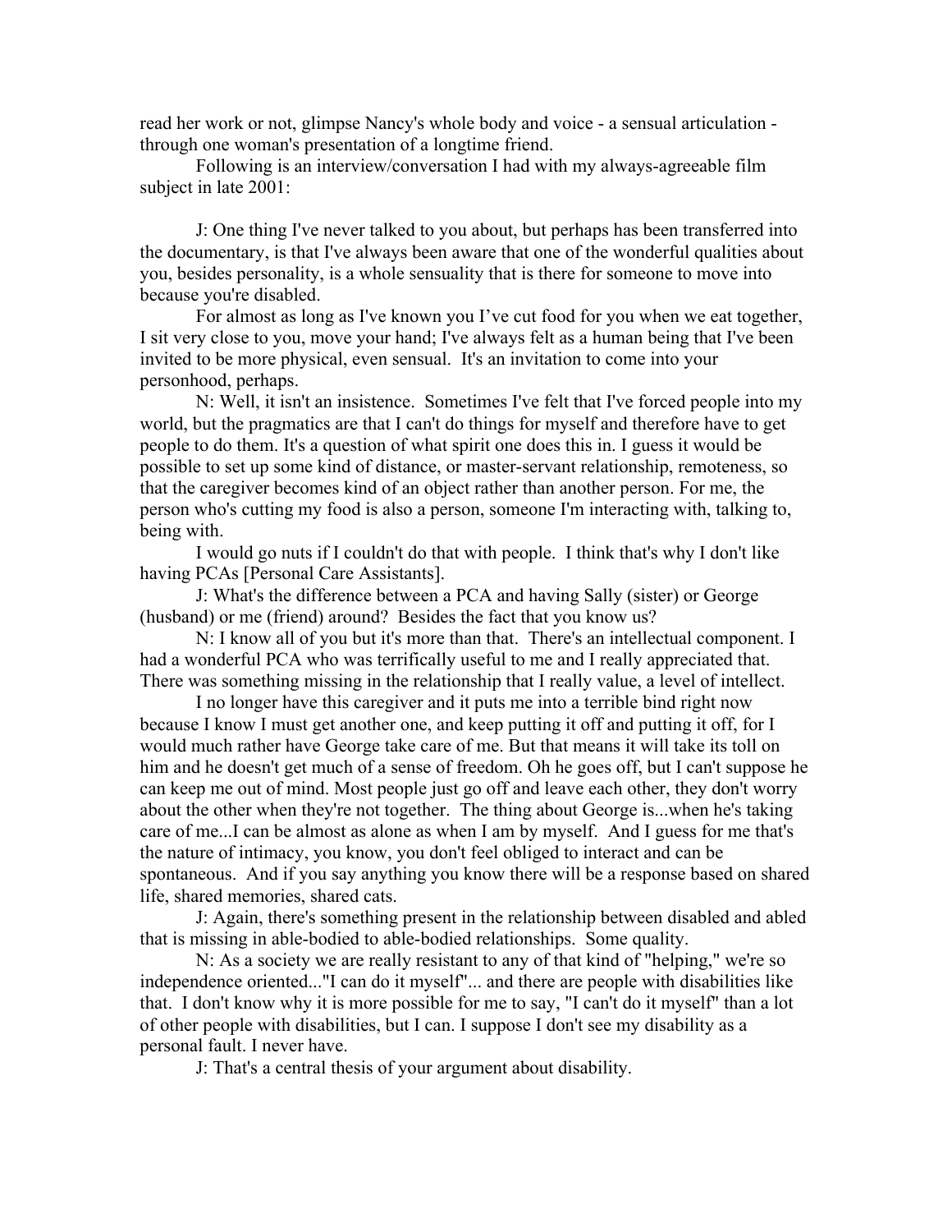read her work or not, glimpse Nancy's whole body and voice - a sensual articulation - through one woman's presentation of a longtime friend.

Following is an interview/conversation I had with my always-agreeable film subject in late 2001:

J: One thing I've never talked to you about, but perhaps has been transferred into the documentary, is that I've always been aware that one of the wonderful qualities about you, besides personality, is a whole sensuality that is there for someone to move into because you're disabled.

For almost as long as I've known you I've cut food for you when we eat together, I sit very close to you, move your hand; I've always felt as a human being that I've been invited to be more physical, even sensual. It's an invitation to come into your personhood, perhaps.

N: Well, it isn't an insistence. Sometimes I've felt that I've forced people into my world, but the pragmatics are that I can't do things for myself and therefore have to get people to do them. It's a question of what spirit one does this in. I guess it would be possible to set up some kind of distance, or master-servant relationship, remoteness, so that the caregiver becomes kind of an object rather than another person. For me, the person who's cutting my food is also a person, someone I'm interacting with, talking to, being with.

I would go nuts if I couldn't do that with people. I think that's why I don't like having PCAs [Personal Care Assistants].

J: What's the difference between a PCA and having Sally (sister) or George (husband) or me (friend) around? Besides the fact that you know us?

N: I know all of you but it's more than that. There's an intellectual component. I had a wonderful PCA who was terrifically useful to me and I really appreciated that. There was something missing in the relationship that I really value, a level of intellect.

I no longer have this caregiver and it puts me into a terrible bind right now because I know I must get another one, and keep putting it off and putting it off, for I would much rather have George take care of me. But that means it will take its toll on him and he doesn't get much of a sense of freedom. Oh he goes off, but I can't suppose he can keep me out of mind. Most people just go off and leave each other, they don't worry about the other when they're not together. The thing about George is...when he's taking care of me...I can be almost as alone as when I am by myself. And I guess for me that's the nature of intimacy, you know, you don't feel obliged to interact and can be spontaneous. And if you say anything you know there will be a response based on shared life, shared memories, shared cats.

J: Again, there's something present in the relationship between disabled and abled that is missing in able-bodied to able-bodied relationships. Some quality.

N: As a society we are really resistant to any of that kind of "helping," we're so independence oriented..."I can do it myself"... and there are people with disabilities like that. I don't know why it is more possible for me to say, "I can't do it myself" than a lot of other people with disabilities, but I can. I suppose I don't see my disability as a personal fault. I never have.

J: That's a central thesis of your argument about disability.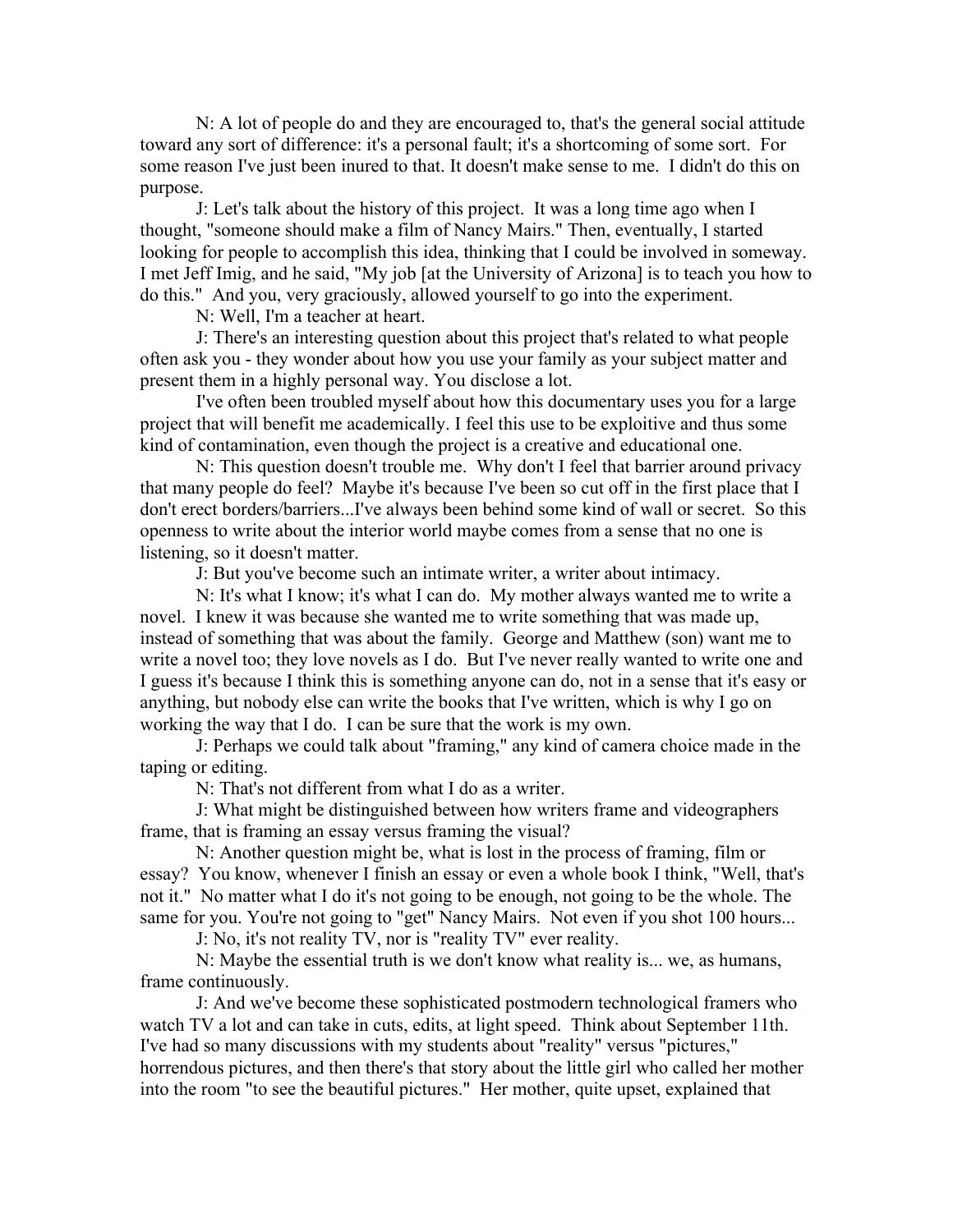N: A lot of people do and they are encouraged to, that's the general social attitude toward any sort of difference: it's a personal fault; it's a shortcoming of some sort. For some reason I've just been inured to that. It doesn't make sense to me. I didn't do this on purpose.

J: Let's talk about the history of this project. It was a long time ago when I thought, "someone should make a film of Nancy Mairs." Then, eventually, I started looking for people to accomplish this idea, thinking that I could be involved in someway. I met Jeff Imig, and he said, "My job [at the University of Arizona] is to teach you how to do this." And you, very graciously, allowed yourself to go into the experiment.

N: Well, I'm a teacher at heart.

J: There's an interesting question about this project that's related to what people often ask you - they wonder about how you use your family as your subject matter and present them in a highly personal way. You disclose a lot.

I've often been troubled myself about how this documentary uses you for a large project that will benefit me academically. I feel this use to be exploitive and thus some kind of contamination, even though the project is a creative and educational one.

N: This question doesn't trouble me. Why don't I feel that barrier around privacy that many people do feel? Maybe it's because I've been so cut off in the first place that I don't erect borders/barriers...I've always been behind some kind of wall or secret. So this openness to write about the interior world maybe comes from a sense that no one is listening, so it doesn't matter.

J: But you've become such an intimate writer, a writer about intimacy.

N: It's what I know; it's what I can do. My mother always wanted me to write a novel. I knew it was because she wanted me to write something that was made up, instead of something that was about the family. George and Matthew (son) want me to write a novel too; they love novels as I do. But I've never really wanted to write one and I guess it's because I think this is something anyone can do, not in a sense that it's easy or anything, but nobody else can write the books that I've written, which is why I go on working the way that I do. I can be sure that the work is my own.

J: Perhaps we could talk about "framing," any kind of camera choice made in the taping or editing.

N: That's not different from what I do as a writer.

J: What might be distinguished between how writers frame and videographers frame, that is framing an essay versus framing the visual?

N: Another question might be, what is lost in the process of framing, film or essay? You know, whenever I finish an essay or even a whole book I think, "Well, that's not it." No matter what I do it's not going to be enough, not going to be the whole. The same for you. You're not going to "get" Nancy Mairs. Not even if you shot 100 hours...

J: No, it's not reality TV, nor is "reality TV" ever reality.

N: Maybe the essential truth is we don't know what reality is... we, as humans, frame continuously.

J: And we've become these sophisticated postmodern technological framers who watch TV a lot and can take in cuts, edits, at light speed. Think about September 11th. I've had so many discussions with my students about "reality" versus "pictures," horrendous pictures, and then there's that story about the little girl who called her mother into the room "to see the beautiful pictures." Her mother, quite upset, explained that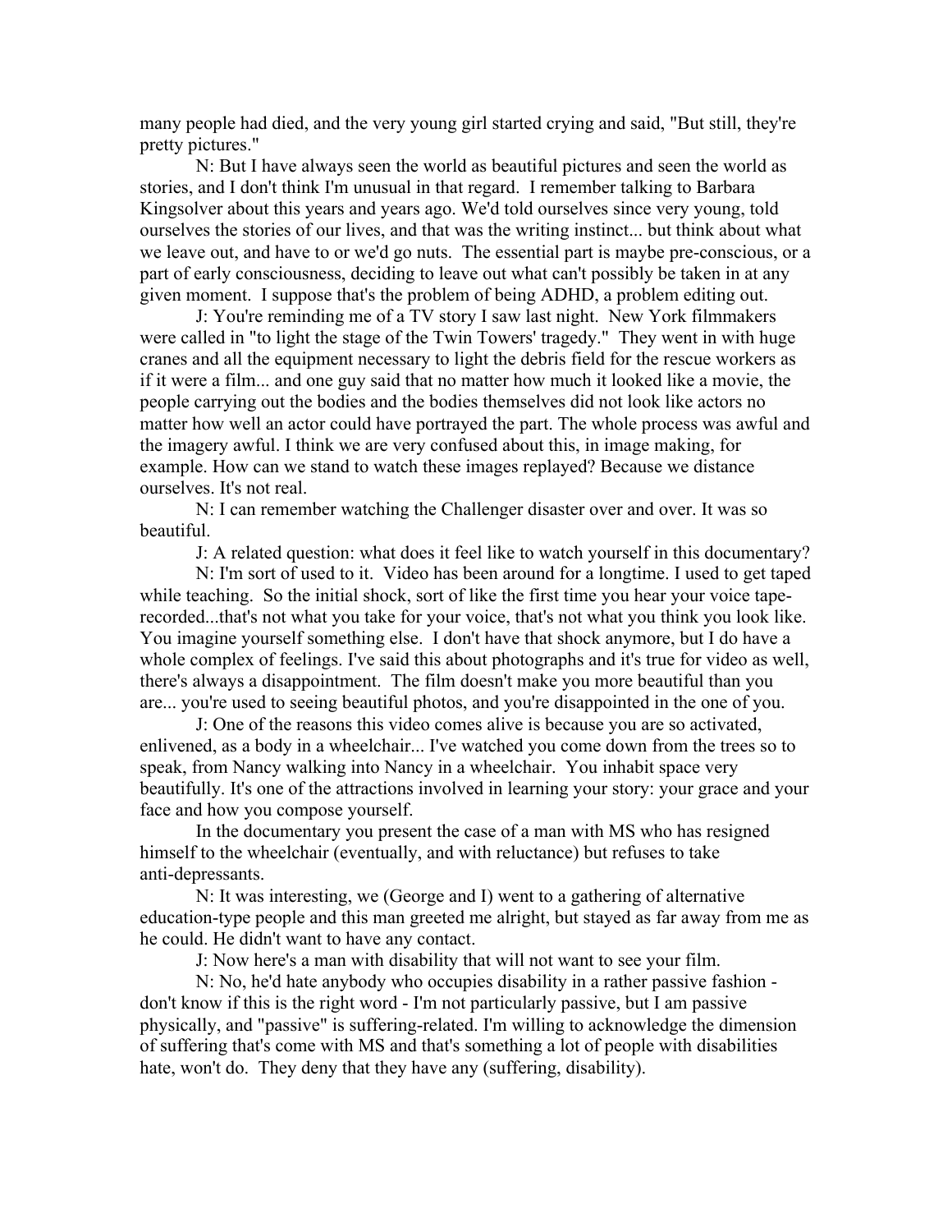many people had died, and the very young girl started crying and said, "But still, they're pretty pictures."

N: But I have always seen the world as beautiful pictures and seen the world as stories, and I don't think I'm unusual in that regard. I remember talking to Barbara Kingsolver about this years and years ago. We'd told ourselves since very young, told ourselves the stories of our lives, and that was the writing instinct... but think about what we leave out, and have to or we'd go nuts. The essential part is maybe pre-conscious, or a part of early consciousness, deciding to leave out what can't possibly be taken in at any given moment. I suppose that's the problem of being ADHD, a problem editing out.

J: You're reminding me of a TV story I saw last night. New York filmmakers were called in "to light the stage of the Twin Towers' tragedy." They went in with huge cranes and all the equipment necessary to light the debris field for the rescue workers as if it were a film... and one guy said that no matter how much it looked like a movie, the people carrying out the bodies and the bodies themselves did not look like actors no matter how well an actor could have portrayed the part. The whole process was awful and the imagery awful. I think we are very confused about this, in image making, for example. How can we stand to watch these images replayed? Because we distance ourselves. It's not real.

N: I can remember watching the Challenger disaster over and over. It was so beautiful.

J: A related question: what does it feel like to watch yourself in this documentary?

N: I'm sort of used to it. Video has been around for a longtime. I used to get taped while teaching. So the initial shock, sort of like the first time you hear your voice tape-recorded...that's not what you take for your voice, that's not what you think you look like. You imagine yourself something else. I don't have that shock anymore, but I do have a whole complex of feelings. I've said this about photographs and it's true for video as well, there's always a disappointment. The film doesn't make you more beautiful than you are... you're used to seeing beautiful photos, and you're disappointed in the one of you.

J: One of the reasons this video comes alive is because you are so activated, enlivened, as a body in a wheelchair... I've watched you come down from the trees so to speak, from Nancy walking into Nancy in a wheelchair. You inhabit space very beautifully. It's one of the attractions involved in learning your story: your grace and your face and how you compose yourself.

In the documentary you present the case of a man with MS who has resigned himself to the wheelchair (eventually, and with reluctance) but refuses to take anti-depressants.

N: It was interesting, we (George and I) went to a gathering of alternative education-type people and this man greeted me alright, but stayed as far away from me as he could. He didn't want to have any contact.

J: Now here's a man with disability that will not want to see your film.

N: No, he'd hate anybody who occupies disability in a rather passive fashion - don't know if this is the right word - I'm not particularly passive, but I am passive physically, and "passive" is suffering-related. I'm willing to acknowledge the dimension of suffering that's come with MS and that's something a lot of people with disabilities hate, won't do. They deny that they have any (suffering, disability).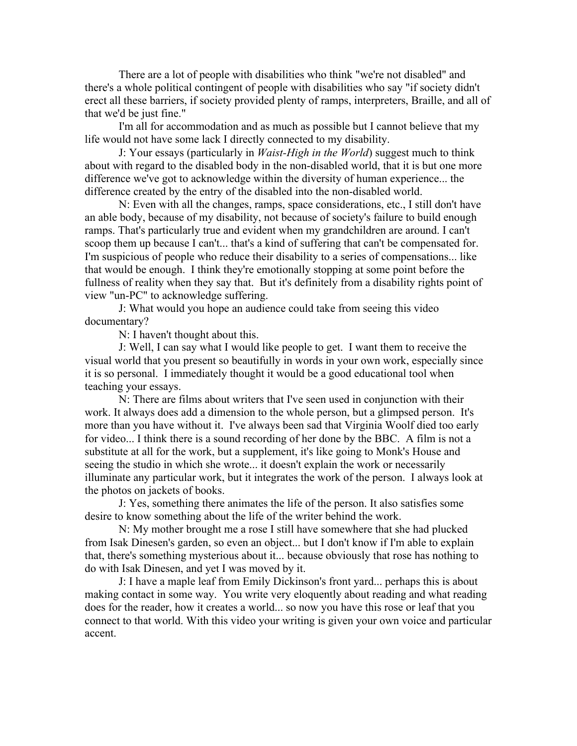There are a lot of people with disabilities who think "we're not disabled" and there's a whole political contingent of people with disabilities who say "if society didn't erect all these barriers, if society provided plenty of ramps, interpreters, Braille, and all of that we'd be just fine."

I'm all for accommodation and as much as possible but I cannot believe that my life would not have some lack I directly connected to my disability.

J: Your essays (particularly in *Waist-High in the World*) suggest much to think about with regard to the disabled body in the non-disabled world, that it is but one more difference we've got to acknowledge within the diversity of human experience... the difference created by the entry of the disabled into the non-disabled world.

N: Even with all the changes, ramps, space considerations, etc., I still don't have an able body, because of my disability, not because of society's failure to build enough ramps. That's particularly true and evident when my grandchildren are around. I can't scoop them up because I can't... that's a kind of suffering that can't be compensated for. I'm suspicious of people who reduce their disability to a series of compensations... like that would be enough. I think they're emotionally stopping at some point before the fullness of reality when they say that. But it's definitely from a disability rights point of view "un-PC" to acknowledge suffering.

J: What would you hope an audience could take from seeing this video documentary?

N: I haven't thought about this.

J: Well, I can say what I would like people to get. I want them to receive the visual world that you present so beautifully in words in your own work, especially since it is so personal. I immediately thought it would be a good educational tool when teaching your essays.

N: There are films about writers that I've seen used in conjunction with their work. It always does add a dimension to the whole person, but a glimpsed person. It's more than you have without it. I've always been sad that Virginia Woolf died too early for video... I think there is a sound recording of her done by the BBC. A film is not a substitute at all for the work, but a supplement, it's like going to Monk's House and seeing the studio in which she wrote... it doesn't explain the work or necessarily illuminate any particular work, but it integrates the work of the person. I always look at the photos on jackets of books.

J: Yes, something there animates the life of the person. It also satisfies some desire to know something about the life of the writer behind the work.

N: My mother brought me a rose I still have somewhere that she had plucked from Isak Dinesen's garden, so even an object... but I don't know if I'm able to explain that, there's something mysterious about it... because obviously that rose has nothing to do with Isak Dinesen, and yet I was moved by it.

J: I have a maple leaf from Emily Dickinson's front yard... perhaps this is about making contact in some way. You write very eloquently about reading and what reading does for the reader, how it creates a world... so now you have this rose or leaf that you connect to that world. With this video your writing is given your own voice and particular accent.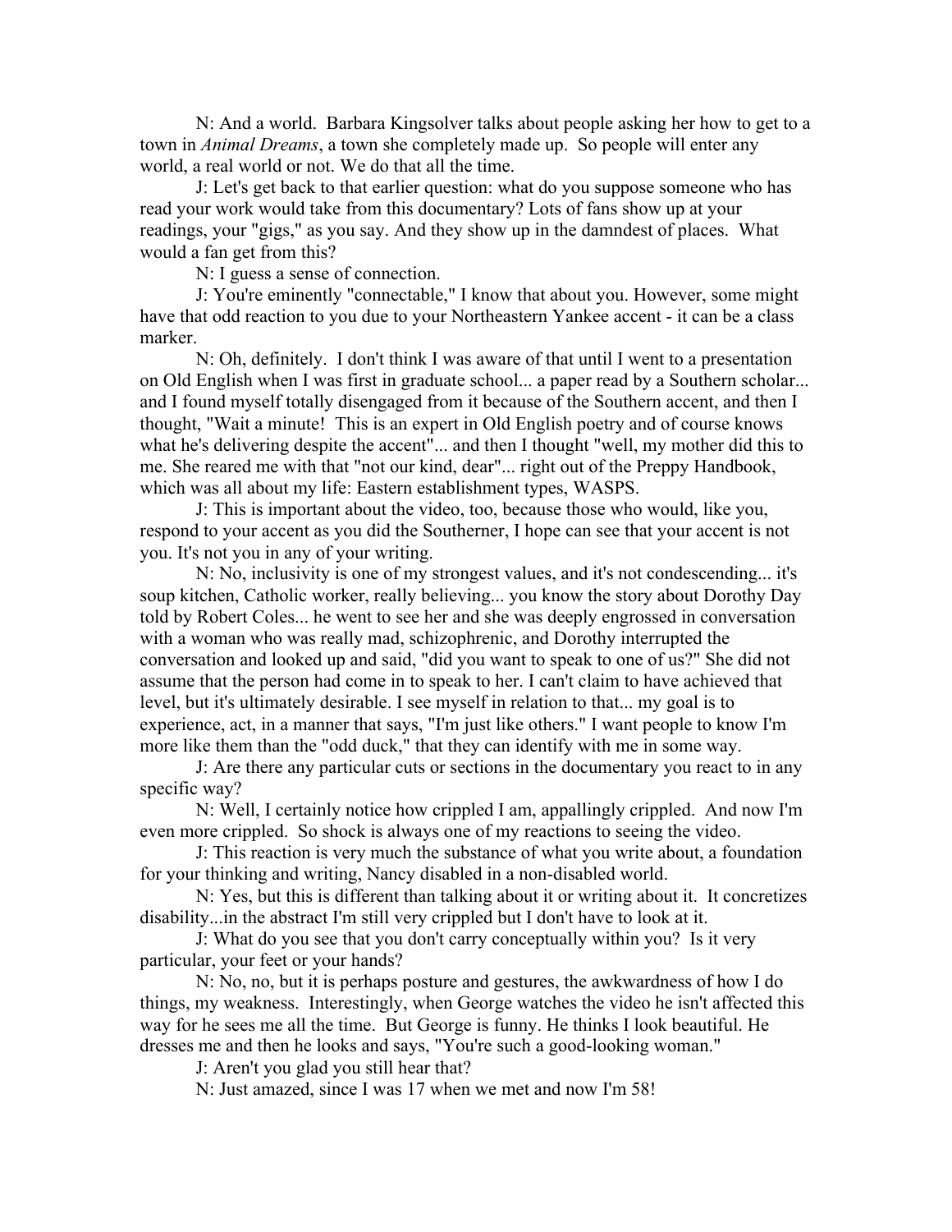N: And a world. Barbara Kingsolver talks about people asking her how to get to a town in *Animal Dreams*, a town she completely made up. So people will enter any world, a real world or not. We do that all the time.

J: Let's get back to that earlier question: what do you suppose someone who has read your work would take from this documentary? Lots of fans show up at your readings, your "gigs," as you say. And they show up in the damndest of places. What would a fan get from this?

N: I guess a sense of connection.

J: You're eminently "connectable," I know that about you. However, some might have that odd reaction to you due to your Northeastern Yankee accent - it can be a class marker.

N: Oh, definitely. I don't think I was aware of that until I went to a presentation on Old English when I was first in graduate school... a paper read by a Southern scholar... and I found myself totally disengaged from it because of the Southern accent, and then I thought, "Wait a minute! This is an expert in Old English poetry and of course knows what he's delivering despite the accent"... and then I thought "well, my mother did this to me. She reared me with that "not our kind, dear"... right out of the Preppy Handbook, which was all about my life: Eastern establishment types, WASPS.

J: This is important about the video, too, because those who would, like you, respond to your accent as you did the Southerner, I hope can see that your accent is not you. It's not you in any of your writing.

N: No, inclusivity is one of my strongest values, and it's not condescending... it's soup kitchen, Catholic worker, really believing... you know the story about Dorothy Day told by Robert Coles... he went to see her and she was deeply engrossed in conversation with a woman who was really mad, schizophrenic, and Dorothy interrupted the conversation and looked up and said, "did you want to speak to one of us?" She did not assume that the person had come in to speak to her. I can't claim to have achieved that level, but it's ultimately desirable. I see myself in relation to that... my goal is to experience, act, in a manner that says, "I'm just like others." I want people to know I'm more like them than the "odd duck," that they can identify with me in some way.

J: Are there any particular cuts or sections in the documentary you react to in any specific way?

N: Well, I certainly notice how crippled I am, appallingly crippled. And now I'm even more crippled. So shock is always one of my reactions to seeing the video.

J: This reaction is very much the substance of what you write about, a foundation for your thinking and writing, Nancy disabled in a non-disabled world.

N: Yes, but this is different than talking about it or writing about it. It concretizes disability...in the abstract I'm still very crippled but I don't have to look at it.

J: What do you see that you don't carry conceptually within you? Is it very particular, your feet or your hands?

N: No, no, but it is perhaps posture and gestures, the awkwardness of how I do things, my weakness. Interestingly, when George watches the video he isn't affected this way for he sees me all the time. But George is funny. He thinks I look beautiful. He dresses me and then he looks and says, "You're such a good-looking woman."

J: Aren't you glad you still hear that?

N: Just amazed, since I was 17 when we met and now I'm 58!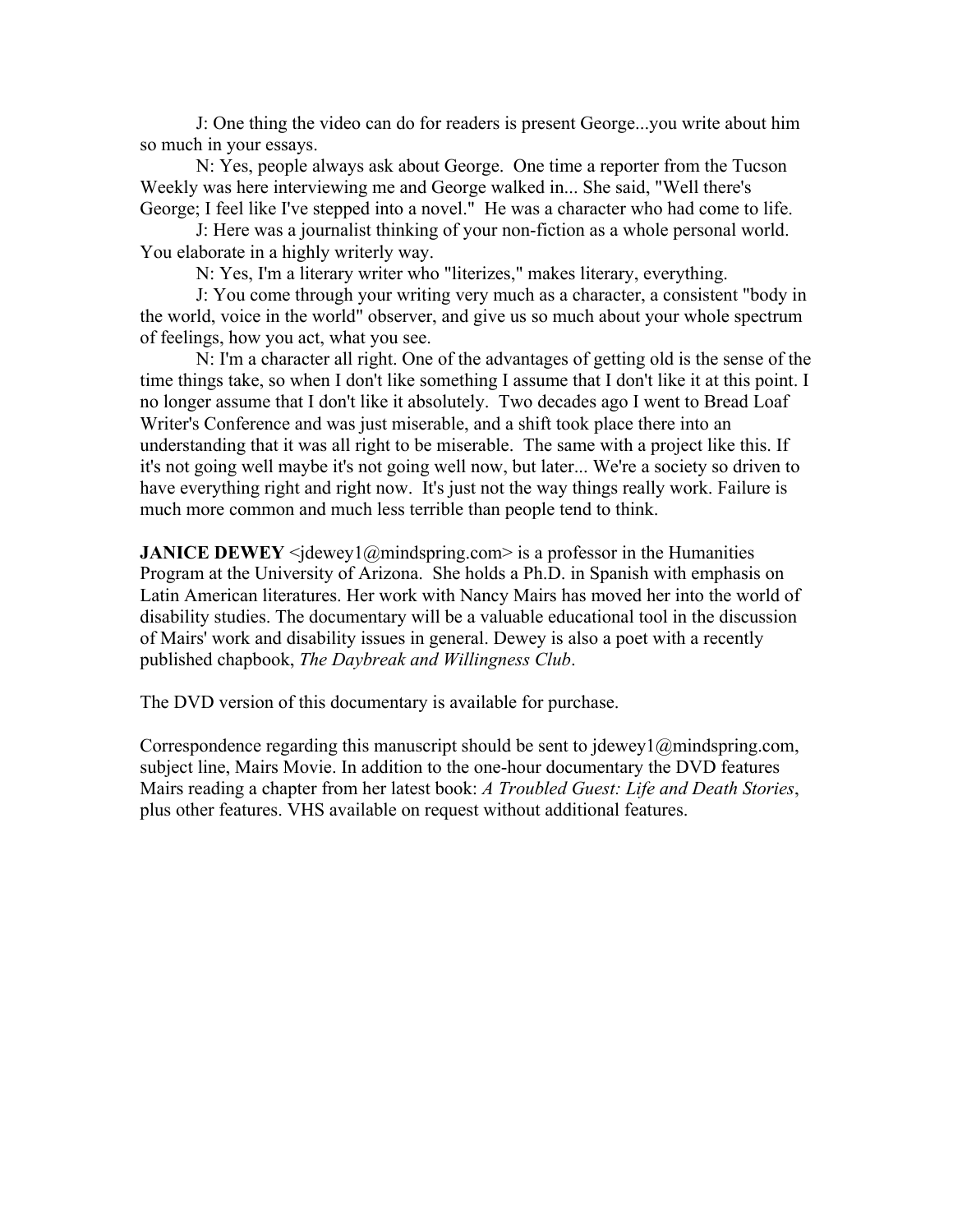J: One thing the video can do for readers is present George...you write about him so much in your essays.

N: Yes, people always ask about George. One time a reporter from the Tucson Weekly was here interviewing me and George walked in... She said, "Well there's George; I feel like I've stepped into a novel." He was a character who had come to life.

J: Here was a journalist thinking of your non-fiction as a whole personal world. You elaborate in a highly writerly way.

N: Yes, I'm a literary writer who "literizes," makes literary, everything.

J: You come through your writing very much as a character, a consistent "body in the world, voice in the world" observer, and give us so much about your whole spectrum of feelings, how you act, what you see.

N: I'm a character all right. One of the advantages of getting old is the sense of the time things take, so when I don't like something I assume that I don't like it at this point. I no longer assume that I don't like it absolutely. Two decades ago I went to Bread Loaf Writer's Conference and was just miserable, and a shift took place there into an understanding that it was all right to be miserable. The same with a project like this. If it's not going well maybe it's not going well now, but later... We're a society so driven to have everything right and right now. It's just not the way things really work. Failure is much more common and much less terrible than people tend to think.

**JANICE DEWEY** <jdewey1@mindspring.com> is a professor in the Humanities Program at the University of Arizona. She holds a Ph.D. in Spanish with emphasis on Latin American literatures. Her work with Nancy Mairs has moved her into the world of disability studies. The documentary will be a valuable educational tool in the discussion of Mairs' work and disability issues in general. Dewey is also a poet with a recently published chapbook, *The Daybreak and Willingness Club*.

The DVD version of this documentary is available for purchase.

Correspondence regarding this manuscript should be sent to jdewey1@mindspring.com, subject line, Mairs Movie. In addition to the one-hour documentary the DVD features Mairs reading a chapter from her latest book: *A Troubled Guest: Life and Death Stories*, plus other features. VHS available on request without additional features.